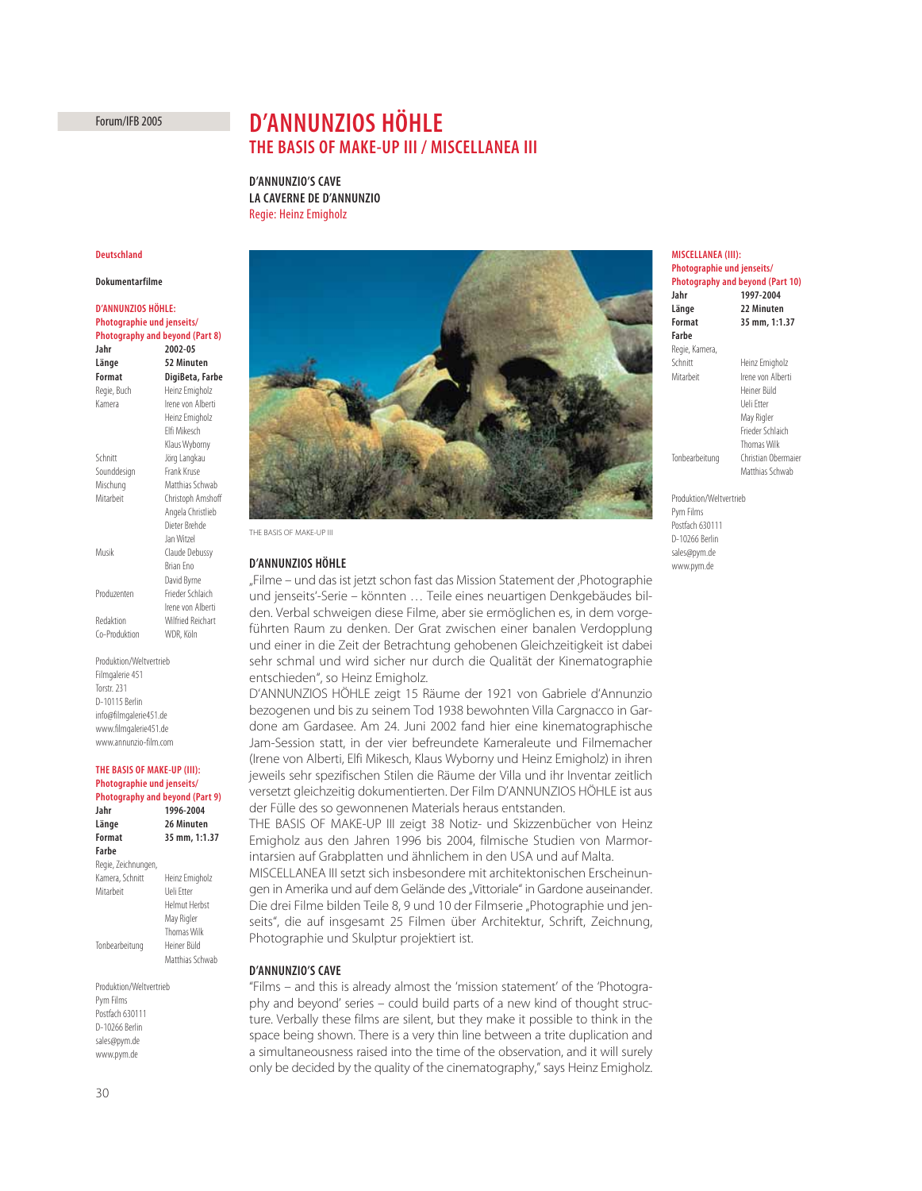Forum/IFB 2005

# D'ANNUNZIOS HÖHLE

## THE BASIS OF MAKE-UP III / MISCELLANEA III

**D'ANNUNZIO'S CAVE**
**LA CAVERNE DE D'ANNUNZIO**
Regie: Heinz Emigholz

**Deutschland**

**Dokumentarfilme**

**D'ANNUNZIOS HÖHLE: Photographie und jenseits/ Photography and beyond (Part 8)**

| | |
|---|---|
| **Jahr** | **2002-05** |
| **Länge** | **52 Minuten** |
| **Format** | **DigiBeta, Farbe** |
| Regie, Buch | Heinz Emigholz |
| Kamera | Irene von Alberti, Heinz Emigholz, Elfi Mikesch, Klaus Wyborny |
| Schnitt | Jörg Langkau |
| Sounddesign | Frank Kruse |
| Mischung | Matthias Schwab |
| Mitarbeit | Christoph Amshoff, Angela Christlieb, Dieter Brehde, Jan Witzel |
| Musik | Claude Debussy, Brian Eno, David Byrne |
| Produzenten | Frieder Schlaich, Irene von Alberti |
| Redaktion | Wilfried Reichart |
| Co-Produktion | WDR, Köln |

Produktion/Weltvertrieb
Filmgalerie 451
Torstr. 231
D-10115 Berlin
info@filmgalerie451.de
www.filmgalerie451.de
www.annunzio-film.com

**THE BASIS OF MAKE-UP (III): Photographie und jenseits/ Photography and beyond (Part 9)**

| | |
|---|---|
| **Jahr** | **1996-2004** |
| **Länge** | **26 Minuten** |
| **Format** | **35 mm, 1:1.37** |
| **Farbe** | |
| Regie, Zeichnungen, Kamera, Schnitt | Heinz Emigholz |
| Mitarbeit | Ueli Etter, Helmut Herbst, May Rigler, Thomas Wilk |
| Tonbearbeitung | Heiner Büld, Matthias Schwab |

Produktion/Weltvertrieb
Pym Films
Postfach 630111
D-10266 Berlin
sales@pym.de
www.pym.de

THE BASIS OF MAKE-UP III

### D'ANNUNZIOS HÖHLE

„Filme – und das ist jetzt schon fast das Mission Statement der ‚Photographie und jenseits'-Serie – könnten … Teile eines neuartigen Denkgebäudes bilden. Verbal schweigen diese Filme, aber sie ermöglichen es, in dem vorgeführten Raum zu denken. Der Grat zwischen einer banalen Verdopplung und einer in die Zeit der Betrachtung gehobenen Gleichzeitigkeit ist dabei sehr schmal und wird sicher nur durch die Qualität der Kinematographie entschieden", so Heinz Emigholz.

D'ANNUNZIOS HÖHLE zeigt 15 Räume der 1921 von Gabriele d'Annunzio bezogenen und bis zu seinem Tod 1938 bewohnten Villa Cargnacco in Gardone am Gardasee. Am 24. Juni 2002 fand hier eine kinematographische Jam-Session statt, in der vier befreundete Kameraleute und Filmemacher (Irene von Alberti, Elfi Mikesch, Klaus Wyborny und Heinz Emigholz) in ihren jeweils sehr spezifischen Stilen die Räume der Villa und ihr Inventar zeitlich versetzt gleichzeitig dokumentierten. Der Film D'ANNUNZIOS HÖHLE ist aus der Fülle des so gewonnenen Materials heraus entstanden.

THE BASIS OF MAKE-UP III zeigt 38 Notiz- und Skizzenbücher von Heinz Emigholz aus den Jahren 1996 bis 2004, filmische Studien von Marmorintarsien auf Grabplatten und ähnlichem in den USA und auf Malta.

MISCELLANEA III setzt sich insbesondere mit architektonischen Erscheinungen in Amerika und auf dem Gelände des „Vittoriale" in Gardone auseinander. Die drei Filme bilden Teile 8, 9 und 10 der Filmserie „Photographie und jenseits", die auf insgesamt 25 Filmen über Architektur, Schrift, Zeichnung, Photographie und Skulptur projektiert ist.

### D'ANNUNZIO'S CAVE

"Films – and this is already almost the 'mission statement' of the 'Photography and beyond' series – could build parts of a new kind of thought structure. Verbally these films are silent, but they make it possible to think in the space being shown. There is a very thin line between a trite duplication and a simultaneousness raised into the time of the observation, and it will surely only be decided by the quality of the cinematography," says Heinz Emigholz.

**MISCELLANEA (III): Photographie und jenseits/ Photography and beyond (Part 10)**

| | |
|---|---|
| **Jahr** | **1997-2004** |
| **Länge** | **22 Minuten** |
| **Format** | **35 mm, 1:1.37** |
| **Farbe** | |
| Regie, Kamera, Schnitt | Heinz Emigholz |
| Mitarbeit | Irene von Alberti, Heiner Büld, Ueli Etter, May Rigler, Frieder Schlaich, Thomas Wilk |
| Tonbearbeitung | Christian Obermaier, Matthias Schwab |

Produktion/Weltvertrieb
Pym Films
Postfach 630111
D-10266 Berlin
sales@pym.de
www.pym.de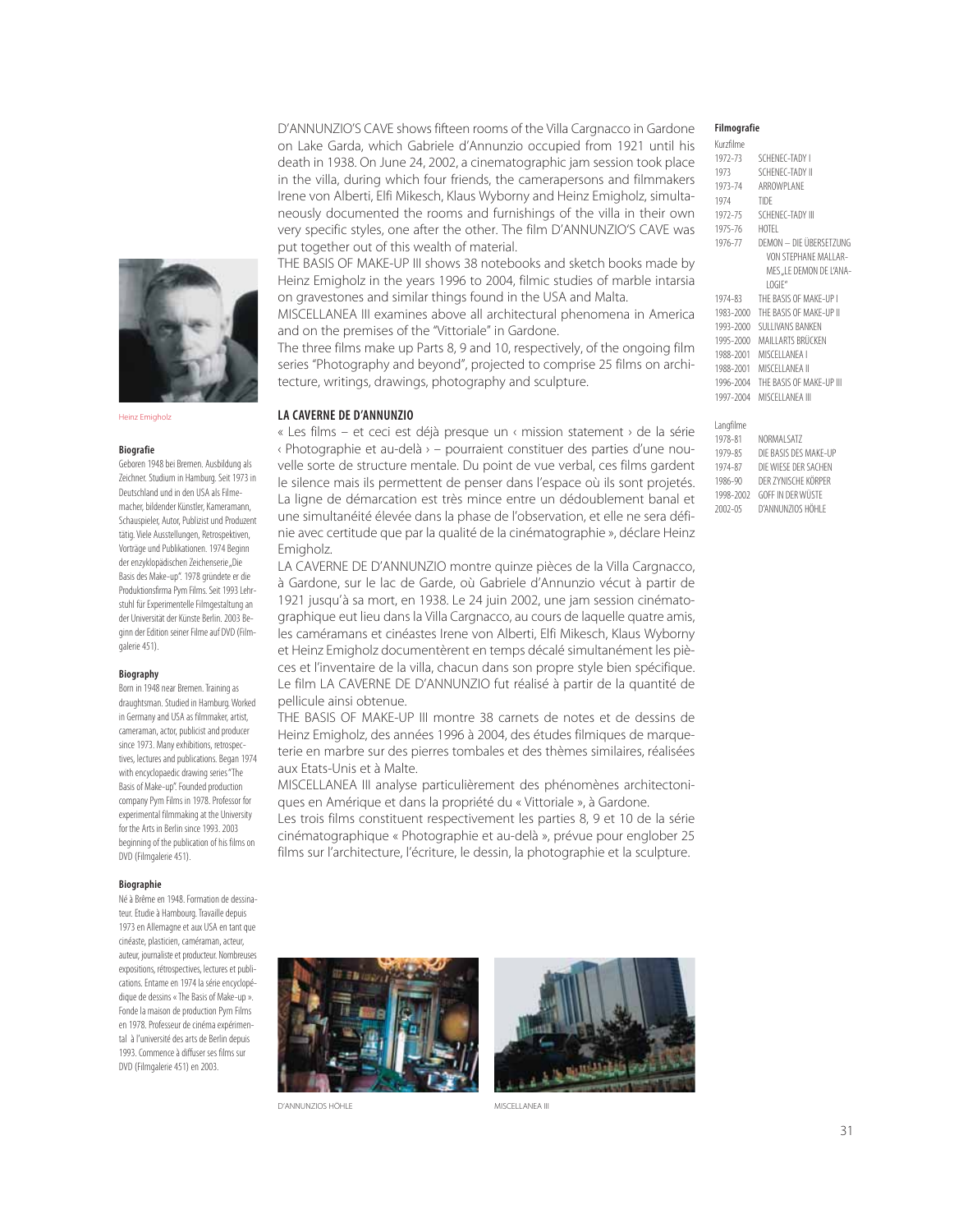D'ANNUNZIO'S CAVE shows fifteen rooms of the Villa Cargnacco in Gardone on Lake Garda, which Gabriele d'Annunzio occupied from 1921 until his death in 1938. On June 24, 2002, a cinematographic jam session took place in the villa, during which four friends, the camerapersons and filmmakers Irene von Alberti, Elfi Mikesch, Klaus Wyborny and Heinz Emigholz, simultaneously documented the rooms and furnishings of the villa in their own very specific styles, one after the other. The film D'ANNUNZIO'S CAVE was put together out of this wealth of material.

THE BASIS OF MAKE-UP III shows 38 notebooks and sketch books made by Heinz Emigholz in the years 1996 to 2004, filmic studies of marble intarsia on gravestones and similar things found in the USA and Malta.

MISCELLANEA III examines above all architectural phenomena in America and on the premises of the "Vittoriale" in Gardone.

The three films make up Parts 8, 9 and 10, respectively, of the ongoing film series "Photography and beyond", projected to comprise 25 films on architecture, writings, drawings, photography and sculpture.

## LA CAVERNE DE D'ANNUNZIO

« Les films – et ceci est déjà presque un ‹ mission statement › de la série ‹ Photographie et au-delà › – pourraient constituer des parties d'une nouvelle sorte de structure mentale. Du point de vue verbal, ces films gardent le silence mais ils permettent de penser dans l'espace où ils sont projetés. La ligne de démarcation est très mince entre un dédoublement banal et une simultanéité élevée dans la phase de l'observation, et elle ne sera définie avec certitude que par la qualité de la cinématographie », déclare Heinz Emigholz.

LA CAVERNE DE D'ANNUNZIO montre quinze pièces de la Villa Cargnacco, à Gardone, sur le lac de Garde, où Gabriele d'Annunzio vécut à partir de 1921 jusqu'à sa mort, en 1938. Le 24 juin 2002, une jam session cinématographique eut lieu dans la Villa Cargnacco, au cours de laquelle quatre amis, les caméramans et cinéastes Irene von Alberti, Elfi Mikesch, Klaus Wyborny et Heinz Emigholz documentèrent en temps décalé simultanément les pièces et l'inventaire de la villa, chacun dans son propre style bien spécifique. Le film LA CAVERNE DE D'ANNUNZIO fut réalisé à partir de la quantité de pellicule ainsi obtenue.

THE BASIS OF MAKE-UP III montre 38 carnets de notes et de dessins de Heinz Emigholz, des années 1996 à 2004, des études filmiques de marqueterie en marbre sur des pierres tombales et des thèmes similaires, réalisées aux Etats-Unis et à Malte.

MISCELLANEA III analyse particulièrement des phénomènes architectoniques en Amérique et dans la propriété du « Vittoriale », à Gardone.

Les trois films constituent respectivement les parties 8, 9 et 10 de la série cinématographique « Photographie et au-delà », prévue pour englober 25 films sur l'architecture, l'écriture, le dessin, la photographie et la sculpture.

Heinz Emigholz

#### Biografie

Geboren 1948 bei Bremen. Ausbildung als Zeichner. Studium in Hamburg. Seit 1973 in Deutschland und in den USA als Filmemacher, bildender Künstler, Kameramann, Schauspieler, Autor, Publizist und Produzent tätig. Viele Ausstellungen, Retrospektiven, Vorträge und Publikationen. 1974 Beginn der enzyklopädischen Zeichenserie „Die Basis des Make-up". 1978 gründete er die Produktionsfirma Pym Films. Seit 1993 Lehrstuhl für Experimentelle Filmgestaltung an der Universität der Künste Berlin. 2003 Beginn der Edition seiner Filme auf DVD (Filmgalerie 451).

#### Biography

Born in 1948 near Bremen. Training as draughtsman. Studied in Hamburg. Worked in Germany and USA as filmmaker, artist, cameraman, actor, publicist and producer since 1973. Many exhibitions, retrospectives, lectures and publications. Began 1974 with encyclopaedic drawing series "The Basis of Make-up". Founded production company Pym Films in 1978. Professor for experimental filmmaking at the University for the Arts in Berlin since 1993. 2003 beginning of the publication of his films on DVD (Filmgalerie 451).

#### Biographie

Né à Brême en 1948. Formation de dessinateur. Etudie à Hambourg. Travaille depuis 1973 en Allemagne et aux USA en tant que cinéaste, plasticien, caméraman, acteur, auteur, journaliste et producteur. Nombreuses expositions, rétrospectives, lectures et publications. Entame en 1974 la série encyclopédique de dessins « The Basis of Make-up ». Fonde la maison de production Pym Films en 1978. Professeur de cinéma expérimental à l'université des arts de Berlin depuis 1993. Commence à diffuser ses films sur DVD (Filmgalerie 451) en 2003.

#### Filmografie

Kurzfilme

| | |
|---|---|
| 1972–73 | SCHENEC-TADY I |
| 1973 | SCHENEC-TADY II |
| 1973–74 | ARROWPLANE |
| 1974 | TIDE |
| 1972–75 | SCHENEC-TADY III |
| 1975–76 | HOTEL |
| 1976–77 | DEMON – DIE ÜBERSETZUNG VON STEPHANE MALLARMES „LE DEMON DE L'ANALOGIE" |
| 1974–83 | THE BASIS OF MAKE-UP I |
| 1983–2000 | THE BASIS OF MAKE-UP II |
| 1993–2000 | SULLIVANS BANKEN |
| 1995–2000 | MAILLARTS BRÜCKEN |
| 1988–2001 | MISCELLANEA I |
| 1988–2001 | MISCELLANEA II |
| 1996–2004 | THE BASIS OF MAKE-UP III |
| 1997–2004 | MISCELLANEA III |

Langfilme

| | |
|---|---|
| 1978–81 | NORMALSATZ |
| 1979–85 | DIE BASIS DES MAKE-UP |
| 1974–87 | DIE WIESE DER SACHEN |
| 1986–90 | DER ZYNISCHE KÖRPER |
| 1998–2002 | GOFF IN DER WÜSTE |
| 2002–05 | D'ANNUNZIOS HÖHLE |

D'ANNUNZIOS HÖHLE

MISCELLANEA III